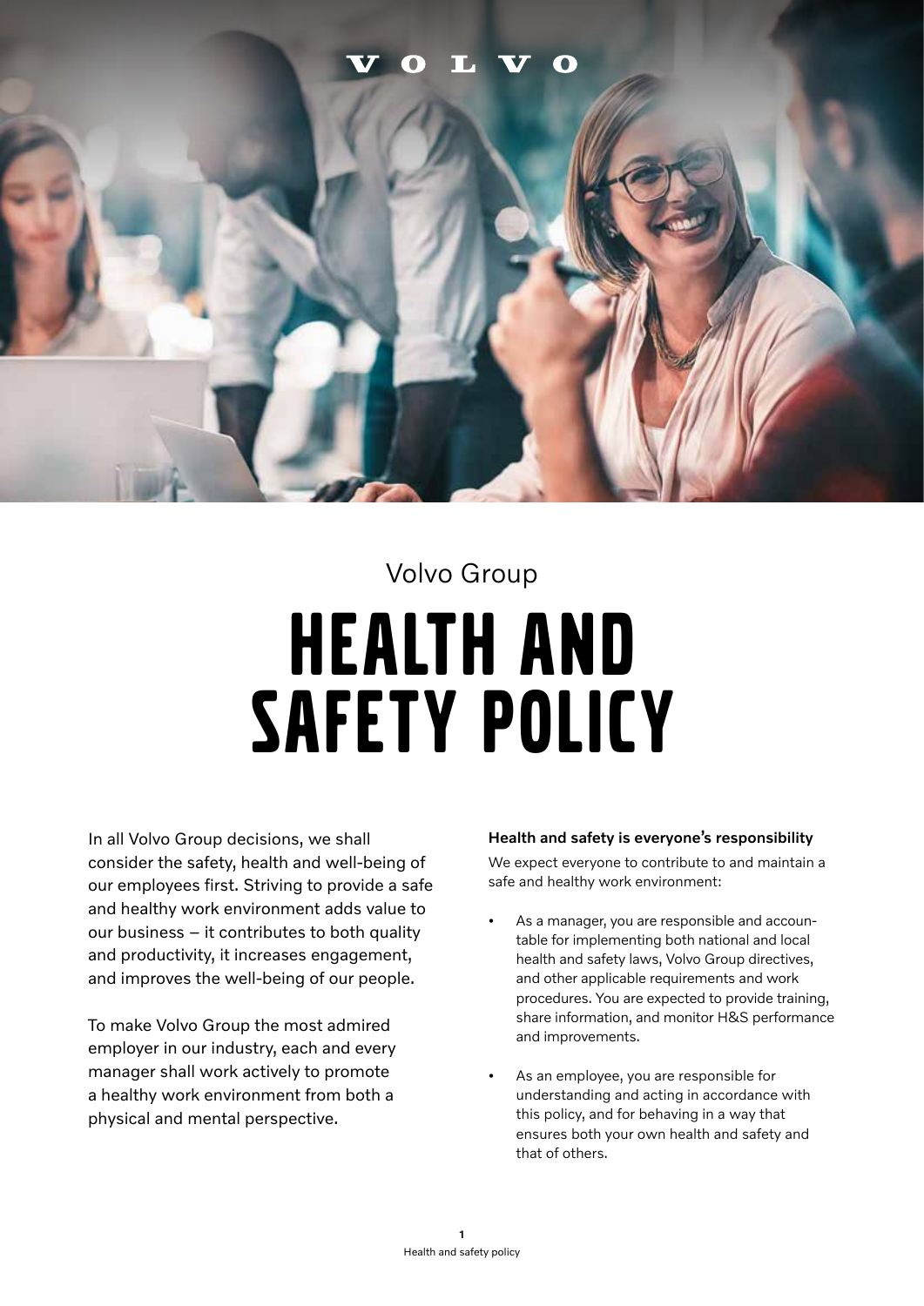Volvo Group

# HEALTH AND SAFETY POLICY

In all Volvo Group decisions, we shall consider the safety, health and well-being of our employees first. Striving to provide a safe and healthy work environment adds value to our business – it contributes to both quality and productivity, it increases engagement, and improves the well-being of our people.

To make Volvo Group the most admired employer in our industry, each and every manager shall work actively to promote a healthy work environment from both a physical and mental perspective.

**Health and safety is everyone's responsibility**

We expect everyone to contribute to and maintain a safe and healthy work environment:

- As a manager, you are responsible and accountable for implementing both national and local health and safety laws, Volvo Group directives, and other applicable requirements and work procedures. You are expected to provide training, share information, and monitor H&S performance and improvements.
- As an employee, you are responsible for understanding and acting in accordance with this policy, and for behaving in a way that ensures both your own health and safety and that of others.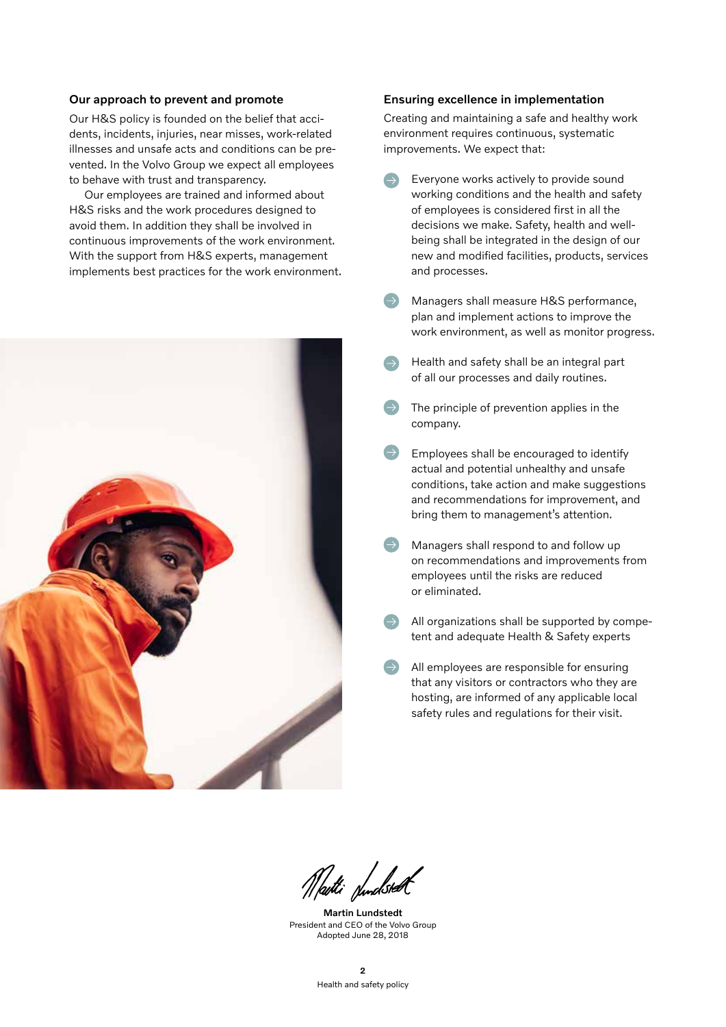### Our approach to prevent and promote

Our H&S policy is founded on the belief that accidents, incidents, injuries, near misses, work-related illnesses and unsafe acts and conditions can be prevented. In the Volvo Group we expect all employees to behave with trust and transparency.

Our employees are trained and informed about H&S risks and the work procedures designed to avoid them. In addition they shall be involved in continuous improvements of the work environment. With the support from H&S experts, management implements best practices for the work environment.

### Ensuring excellence in implementation

Creating and maintaining a safe and healthy work environment requires continuous, systematic improvements. We expect that:

- Everyone works actively to provide sound working conditions and the health and safety of employees is considered first in all the decisions we make. Safety, health and well-being shall be integrated in the design of our new and modified facilities, products, services and processes.
- Managers shall measure H&S performance, plan and implement actions to improve the work environment, as well as monitor progress.
- Health and safety shall be an integral part of all our processes and daily routines.
- The principle of prevention applies in the company.
- Employees shall be encouraged to identify actual and potential unhealthy and unsafe conditions, take action and make suggestions and recommendations for improvement, and bring them to management's attention.
- Managers shall respond to and follow up on recommendations and improvements from employees until the risks are reduced or eliminated.
- All organizations shall be supported by competent and adequate Health & Safety experts
- All employees are responsible for ensuring that any visitors or contractors who they are hosting, are informed of any applicable local safety rules and regulations for their visit.

**Martin Lundstedt**
President and CEO of the Volvo Group
Adopted June 28, 2018